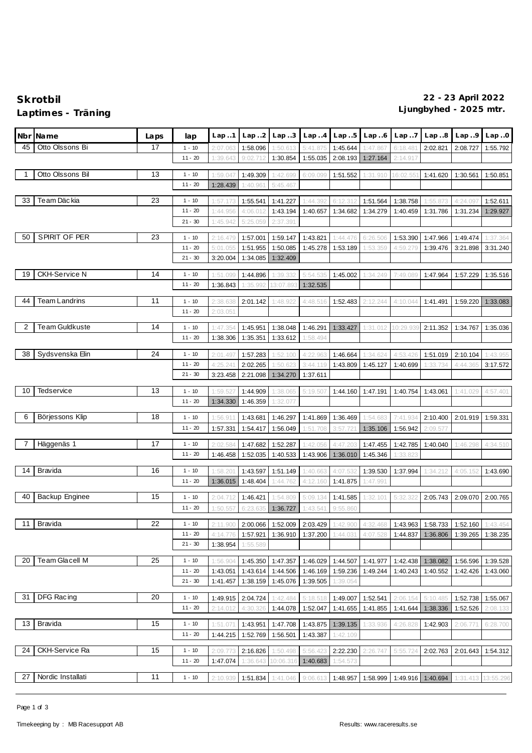**Skrotbil**

**Laptimes - Träning**

**22 - 23 April 2022**

**Ljungbyhed - 2025 mtr.**

| Nbr | Name | Laps | lap | Lap..1 | Lap..2 | Lap..3 | Lap..4 | Lap..5 | Lap..6 | Lap..7 | Lap..8 | Lap..9 | Lap..0 |
|---|---|---|---|---|---|---|---|---|---|---|---|---|---|
| 45 | Otto Olssons Bi | 17 | 1 - 10 | 2:07.063 | 1:58.096 | 1:50.613 | 5:41.875 | 1:45.644 | 1:47.867 | 6:18.481 | 2:02.821 | 2:08.727 | 1:55.792 |
| | | | 11 - 20 | 1:39.643 | 9:02.712 | 1:30.854 | 1:55.035 | 2:08.193 | 1:27.164 | 2:14.917 | | | |
| 1 | Otto Olssons Bil | 13 | 1 - 10 | 1:59.047 | 1:49.309 | 1:42.699 | 6:09.099 | 1:51.552 | 1:31.910 | 16:02.551 | 1:41.620 | 1:30.561 | 1:50.851 |
| | | | 11 - 20 | 1:28.439 | 1:40.961 | 5:45.467 | | | | | | | |
| 33 | Team Däckia | 23 | 1 - 10 | 1:57.173 | 1:55.541 | 1:41.227 | 1:44.392 | 6:12.312 | 1:51.564 | 1:38.758 | 1:55.873 | 4:24.097 | 1:52.611 |
| | | | 11 - 20 | 1:44.956 | 4:06.012 | 1:43.194 | 1:40.657 | 1:34.682 | 1:34.279 | 1:40.459 | 1:31.786 | 1:31.234 | 1:29.927 |
| | | | 21 - 30 | 1:45.942 | 5:25.059 | 2:37.391 | | | | | | | |
| 50 | SPIRIT OF PER | 23 | 1 - 10 | 2:16.479 | 1:57.001 | 1:59.147 | 1:43.821 | 1:44.476 | 6:26.506 | 1:53.390 | 1:47.966 | 1:49.474 | 1:37.364 |
| | | | 11 - 20 | 5:01.055 | 1:51.955 | 1:50.085 | 1:45.278 | 1:53.189 | 1:53.359 | 4:59.279 | 1:39.476 | 3:21.898 | 3:31.240 |
| | | | 21 - 30 | 3:20.004 | 1:34.085 | 1:32.409 | | | | | | | |
| 19 | CKH-Service N | 14 | 1 - 10 | 1:51.099 | 1:44.896 | 1:39.332 | 5:54.535 | 1:45.002 | 1:34.249 | 7:49.089 | 1:47.964 | 1:57.229 | 1:35.516 |
| | | | 11 - 20 | 1:36.843 | 1:35.992 | 13:07.893 | 1:32.535 | | | | | | |
| 44 | Team Landrins | 11 | 1 - 10 | 2:38.638 | 2:01.142 | 1:48.922 | 4:48.516 | 1:52.483 | 2:12.244 | 4:10.044 | 1:41.491 | 1:59.220 | 1:33.083 |
| | | | 11 - 20 | 2:03.051 | | | | | | | | | |
| 2 | Team Guldkuste | 14 | 1 - 10 | 1:47.354 | 1:45.951 | 1:38.048 | 1:46.291 | 1:33.427 | 1:31.012 | 10:29.939 | 2:11.352 | 1:34.767 | 1:35.036 |
| | | | 11 - 20 | 1:38.306 | 1:35.351 | 1:33.612 | 1:58.494 | | | | | | |
| 38 | Sydsvenska Elin | 24 | 1 - 10 | 2:01.497 | 1:57.283 | 1:52.100 | 4:22.963 | 1:46.664 | 1:34.624 | 4:53.426 | 1:51.019 | 2:10.104 | 1:43.955 |
| | | | 11 - 20 | 4:25.241 | 2:02.265 | 1:50.623 | 3:44.119 | 1:43.809 | 1:45.127 | 1:40.699 | 1:33.734 | 4:44.365 | 3:17.572 |
| | | | 21 - 30 | 3:23.458 | 2:21.098 | 1:34.270 | 1:37.611 | | | | | | |
| 10 | Tedservice | 13 | 1 - 10 | 1:59.527 | 1:44.909 | 1:38.065 | 5:19.507 | 1:44.160 | 1:47.191 | 1:40.754 | 1:43.061 | 1:41.029 | 4:57.401 |
| | | | 11 - 20 | 1:34.330 | 1:46.359 | 1:32.077 | | | | | | | |
| 6 | Börjessons Klip | 18 | 1 - 10 | 1:56.911 | 1:43.681 | 1:46.297 | 1:41.869 | 1:36.469 | 1:54.683 | 7:41.934 | 2:10.400 | 2:01.919 | 1:59.331 |
| | | | 11 - 20 | 1:57.331 | 1:54.417 | 1:56.049 | 1:51.708 | 3:57.721 | 1:35.106 | 1:56.942 | 2:09.577 | | |
| 7 | Häggenäs 1 | 17 | 1 - 10 | 2:02.584 | 1:47.682 | 1:52.287 | 1:42.056 | 4:47.203 | 1:47.455 | 1:42.785 | 1:40.040 | 1:46.298 | 4:34.510 |
| | | | 11 - 20 | 1:46.458 | 1:52.035 | 1:40.533 | 1:43.906 | 1:36.010 | 1:45.346 | 1:33.823 | | | |
| 14 | Bravida | 16 | 1 - 10 | 1:58.201 | 1:43.597 | 1:51.149 | 1:40.663 | 4:07.532 | 1:39.530 | 1:37.994 | 1:34.212 | 4:05.152 | 1:43.690 |
| | | | 11 - 20 | 1:36.015 | 1:48.404 | 1:44.762 | 4:12.160 | 1:41.875 | 1:47.991 | | | | |
| 40 | Backup Enginee | 15 | 1 - 10 | 2:04.712 | 1:46.421 | 1:54.809 | 5:09.134 | 1:41.585 | 1:32.101 | 5:32.322 | 2:05.743 | 2:09.070 | 2:00.765 |
| | | | 11 - 20 | 1:50.557 | 6:23.635 | 1:36.727 | 1:43.541 | 9:55.860 | | | | | |
| 11 | Bravida | 22 | 1 - 10 | 2:11.900 | 2:00.066 | 1:52.009 | 2:03.429 | 1:42.900 | 4:32.468 | 1:43.963 | 1:58.733 | 1:52.160 | 1:43.454 |
| | | | 11 - 20 | 4:14.776 | 1:57.921 | 1:36.910 | 1:37.200 | 1:44.031 | 4:07.528 | 1:44.837 | 1:36.806 | 1:39.265 | 1:38.235 |
| | | | 21 - 30 | 1:38.954 | 1:55.589 | | | | | | | | |
| 20 | Team Glacell M | 25 | 1 - 10 | 1:56.904 | 1:45.350 | 1:47.357 | 1:46.029 | 1:44.507 | 1:41.977 | 1:42.438 | 1:38.082 | 1:56.596 | 1:39.528 |
| | | | 11 - 20 | 1:43.051 | 1:43.614 | 1:44.506 | 1:46.169 | 1:59.236 | 1:49.244 | 1:40.243 | 1:40.552 | 1:42.426 | 1:43.060 |
| | | | 21 - 30 | 1:41.457 | 1:38.159 | 1:45.076 | 1:39.505 | 1:39.054 | | | | | |
| 31 | DFG Racing | 20 | 1 - 10 | 1:49.915 | 2:04.724 | 1:42.484 | 5:18.518 | 1:49.007 | 1:52.541 | 2:06.154 | 5:10.485 | 1:52.738 | 1:55.067 |
| | | | 11 - 20 | 2:14.012 | 4:30.326 | 1:44.078 | 1:52.047 | 1:41.655 | 1:41.855 | 1:41.644 | 1:38.336 | 1:52.526 | 2:08.133 |
| 13 | Bravida | 15 | 1 - 10 | 1:51.071 | 1:43.951 | 1:47.708 | 1:43.875 | 1:39.135 | 1:33.936 | 4:26.828 | 1:42.903 | 2:06.771 | 6:28.700 |
| | | | 11 - 20 | 1:44.215 | 1:52.769 | 1:56.501 | 1:43.387 | 1:42.109 | | | | | |
| 24 | CKH-Service Ra | 15 | 1 - 10 | 2:09.773 | 2:16.826 | 1:50.498 | 5:56.423 | 2:22.230 | 2:26.747 | 5:55.724 | 2:02.763 | 2:01.643 | 1:54.312 |
| | | | 11 - 20 | 1:47.074 | 1:36.643 | 10:06.316 | 1:40.683 | 1:54.573 | | | | | |
| 27 | Nordic Installati | 11 | 1 - 10 | 2:10.939 | 1:51.834 | 1:41.046 | 9:06.613 | 1:48.957 | 1:58.999 | 1:49.916 | 1:40.694 | 1:31.413 | 13:55.296 |

Timekeeping by : MB Racesupport AB

Results: www.raceresults.se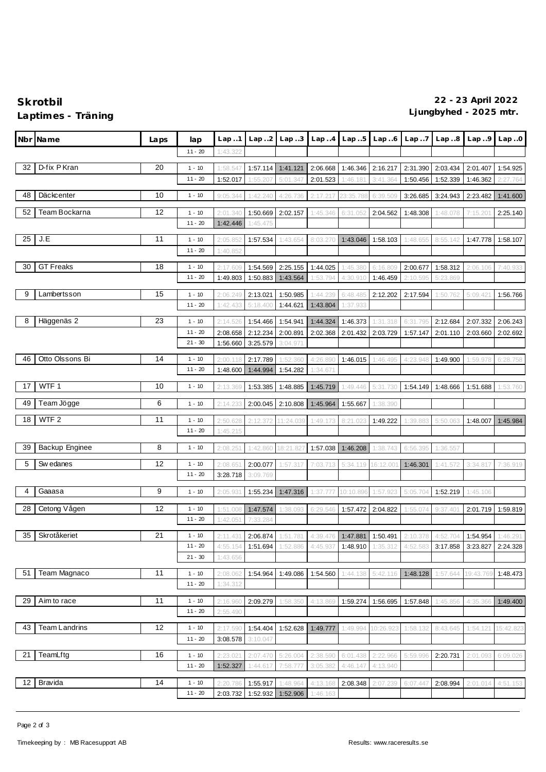**Skrotbil**
**Laptimes - Träning**

**22 - 23 April 2022**
**Ljungbyhed - 2025 mtr.**

| Nbr | Name | Laps | lap | Lap..1 | Lap..2 | Lap..3 | Lap..4 | Lap..5 | Lap..6 | Lap..7 | Lap..8 | Lap..9 | Lap..0 |
|---|---|---|---|---|---|---|---|---|---|---|---|---|---|
| | | | 11 - 20 | 1:43.322 | | | | | | | | | |
| 32 | D-fix P Kran | 20 | 1 - 10 | 1:58.547 | 1:57.114 | 1:41.121 | 2:06.668 | 1:46.346 | 2:16.217 | 2:31.390 | 2:03.434 | 2:01.407 | 1:54.925 |
| | | | 11 - 20 | 1:52.017 | 1:55.207 | 5:01.347 | 2:01.523 | 1:46.181 | 3:41.364 | 1:50.456 | 1:52.339 | 1:46.362 | 2:27.764 |
| 48 | Däckcenter | 10 | 1 - 10 | 9:05.344 | 1:42.240 | 4:26.736 | 2:17.217 | 23:35.788 | 6:39.509 | 3:26.685 | 3:24.943 | 2:23.482 | 1:41.600 |
| 52 | Team Bockarna | 12 | 1 - 10 | 2:01.340 | 1:50.669 | 2:02.157 | 1:45.346 | 6:31.052 | 2:04.562 | 1:48.308 | 1:48.078 | 7:15.201 | 2:25.140 |
| | | | 11 - 20 | 1:42.446 | 1:45.475 | | | | | | | | |
| 25 | J.E | 11 | 1 - 10 | 2:05.852 | 1:57.534 | 1:43.654 | 8:03.270 | 1:43.046 | 1:58.103 | 1:48.655 | 8:55.142 | 1:47.778 | 1:58.107 |
| | | | 11 - 20 | 1:40.852 | | | | | | | | | |
| 30 | GT Freaks | 18 | 1 - 10 | 2:17.609 | 1:54.569 | 2:25.155 | 1:44.025 | 1:45.380 | 6:16.809 | 2:00.677 | 1:58.312 | 2:06.106 | 7:40.933 |
| | | | 11 - 20 | 1:49.803 | 1:50.883 | 1:43.564 | 1:53.794 | 4:30.910 | 1:46.459 | 2:10.595 | 5:23.869 | | |
| 9 | Lambertsson | 15 | 1 - 10 | 2:06.249 | 2:13.021 | 1:50.985 | 1:44.239 | 6:48.485 | 2:12.202 | 2:17.594 | 1:50.762 | 5:09.421 | 1:56.766 |
| | | | 11 - 20 | 1:42.433 | 5:18.400 | 1:44.621 | 1:43.804 | 1:37.933 | | | | | |
| 8 | Häggenäs 2 | 23 | 1 - 10 | 2:14.526 | 1:54.466 | 1:54.941 | 1:44.324 | 1:46.373 | 1:31.318 | 6:31.795 | 2:12.684 | 2:07.332 | 2:06.243 |
| | | | 11 - 20 | 2:08.658 | 2:12.234 | 2:00.891 | 2:02.368 | 2:01.432 | 2:03.729 | 1:57.147 | 2:01.110 | 2:03.660 | 2:02.692 |
| | | | 21 - 30 | 1:56.660 | 3:25.579 | 3:04.971 | | | | | | | |
| 46 | Otto Olssons Bi | 14 | 1 - 10 | 2:00.118 | 2:17.789 | 1:52.360 | 4:26.890 | 1:46.015 | 1:46.495 | 4:23.948 | 1:49.900 | 1:59.978 | 6:28.758 |
| | | | 11 - 20 | 1:48.600 | 1:44.994 | 1:54.282 | 1:34.671 | | | | | | |
| 17 | WTF 1 | 10 | 1 - 10 | 2:13.369 | 1:53.385 | 1:48.885 | 1:45.719 | 1:49.446 | 5:31.730 | 1:54.149 | 1:48.666 | 1:51.688 | 1:53.760 |
| 49 | Team Jögge | 6 | 1 - 10 | 2:14.233 | 2:00.045 | 2:10.808 | 1:45.964 | 1:55.667 | 1:38.390 | | | | |
| 18 | WTF 2 | 11 | 1 - 10 | 2:50.628 | 2:12.372 | 11:24.039 | 1:49.173 | 8:21.023 | 1:49.222 | 1:39.883 | 5:50.063 | 1:48.007 | 1:45.984 |
| | | | 11 - 20 | 1:45.215 | | | | | | | | | |
| 39 | Backup Enginee | 8 | 1 - 10 | 2:08.251 | 1:42.860 | 18:21.827 | 1:57.038 | 1:46.208 | 1:38.743 | 6:56.395 | 1:36.557 | | |
| 5 | Swedanes | 12 | 1 - 10 | 2:08.651 | 2:00.077 | 1:57.317 | 7:03.713 | 5:34.119 | 16:12.001 | 1:46.301 | 1:41.572 | 3:34.817 | 7:36.919 |
| | | | 11 - 20 | 3:28.718 | 3:09.769 | | | | | | | | |
| 4 | Gaaasa | 9 | 1 - 10 | 2:05.931 | 1:55.234 | 1:47.316 | 1:37.777 | 10:10.896 | 1:57.923 | 5:05.704 | 1:52.219 | 1:45.106 | |
| 28 | Cetong Vågen | 12 | 1 - 10 | 1:51.008 | 1:47.574 | 1:38.093 | 6:29.546 | 1:57.472 | 2:04.822 | 1:55.074 | 9:37.401 | 2:01.719 | 1:59.819 |
| | | | 11 - 20 | 1:42.051 | 7:33.284 | | | | | | | | |
| 35 | Skrotåkeriet | 21 | 1 - 10 | 2:11.431 | 2:06.874 | 1:51.781 | 4:39.476 | 1:47.881 | 1:50.491 | 2:10.378 | 4:52.704 | 1:54.954 | 1:46.291 |
| | | | 11 - 20 | 4:55.154 | 1:51.694 | 1:52.886 | 4:45.937 | 1:48.910 | 1:35.312 | 4:52.583 | 3:17.858 | 3:23.827 | 2:24.328 |
| | | | 21 - 30 | 1:43.656 | | | | | | | | | |
| 51 | Team Magnaco | 11 | 1 - 10 | 2:08.062 | 1:54.964 | 1:49.086 | 1:54.560 | 1:44.138 | 5:42.116 | 1:48.128 | 1:57.644 | 19:43.769 | 1:48.473 |
| | | | 11 - 20 | 1:34.312 | | | | | | | | | |
| 29 | Aim to race | 11 | 1 - 10 | 2:16.960 | 2:09.279 | 1:58.350 | 4:13.869 | 1:59.274 | 1:56.695 | 1:57.848 | 1:45.856 | 4:35.366 | 1:49.400 |
| | | | 11 - 20 | 2:55.490 | | | | | | | | | |
| 43 | Team Landrins | 12 | 1 - 10 | 2:17.590 | 1:54.404 | 1:52.628 | 1:49.777 | 1:49.994 | 10:26.923 | 1:58.132 | 8:43.645 | 1:54.121 | 15:42.823 |
| | | | 11 - 20 | 3:08.578 | 3:10.047 | | | | | | | | |
| 21 | TeamLftg | 16 | 1 - 10 | 2:23.021 | 2:07.470 | 5:26.004 | 2:38.590 | 6:01.438 | 2:22.966 | 5:59.996 | 2:20.731 | 2:01.093 | 6:09.026 |
| | | | 11 - 20 | 1:52.327 | 1:44.617 | 7:58.777 | 3:05.382 | 4:46.147 | 4:13.940 | | | | |
| 12 | Bravida | 14 | 1 - 10 | 2:20.786 | 1:55.917 | 1:48.964 | 4:13.168 | 2:08.348 | 2:07.239 | 6:07.447 | 2:08.994 | 2:01.014 | 4:51.153 |
| | | | 11 - 20 | 2:03.732 | 1:52.932 | 1:52.906 | 1:46.163 | | | | | | |

Timekeeping by : MB Racesupport AB

Results: www.raceresults.se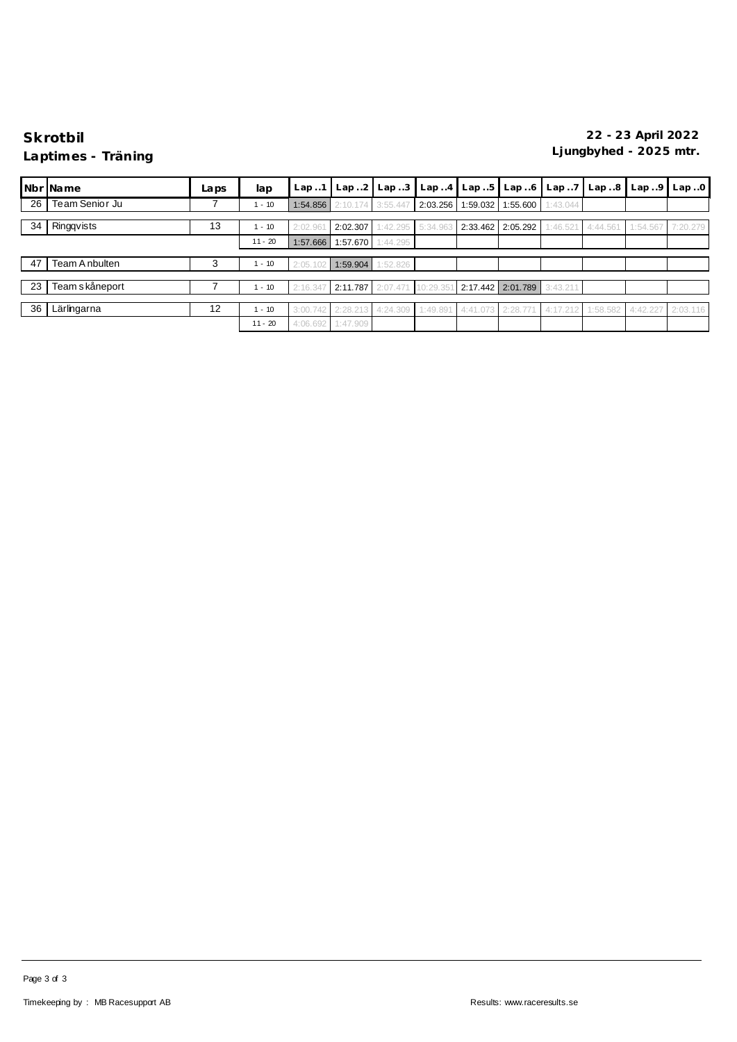# Skrotbil

## Laptimes - Träning

**22 - 23 April 2022**
**Ljungbyhed - 2025 mtr.**

| Nbr | Name | Laps | lap | Lap ..1 | Lap ..2 | Lap ..3 | Lap ..4 | Lap ..5 | Lap ..6 | Lap ..7 | Lap ..8 | Lap ..9 | Lap ..0 |
|---|---|---|---|---|---|---|---|---|---|---|---|---|---|
| 26 | Team Senior Ju | 7 | 1 - 10 | 1:54.856 | 2:10.174 | 3:55.447 | 2:03.256 | 1:59.032 | 1:55.600 | 1:43.044 | | | |
| 34 | Ringqvists | 13 | 1 - 10 | 2:02.961 | 2:02.307 | 1:42.295 | 5:34.963 | 2:33.462 | 2:05.292 | 1:46.521 | 4:44.561 | 1:54.567 | 7:20.279 |
| | | | 11 - 20 | 1:57.666 | 1:57.670 | 1:44.295 | | | | | | | |
| 47 | Team A nbulten | 3 | 1 - 10 | 2:05.102 | 1:59.904 | 1:52.826 | | | | | | | |
| 23 | Team skåneport | 7 | 1 - 10 | 2:16.347 | 2:11.787 | 2:07.471 | 10:29.351 | 2:17.442 | 2:01.789 | 3:43.211 | | | |
| 36 | Lärlingarna | 12 | 1 - 10 | 3:00.742 | 2:28.213 | 4:24.309 | 1:49.891 | 4:41.073 | 2:28.771 | 4:17.212 | 1:58.582 | 4:42.227 | 2:03.116 |
| | | | 11 - 20 | 4:06.692 | 1:47.909 | | | | | | | | |

Timekeeping by : MB Racesupport AB

Results: www.raceresults.se